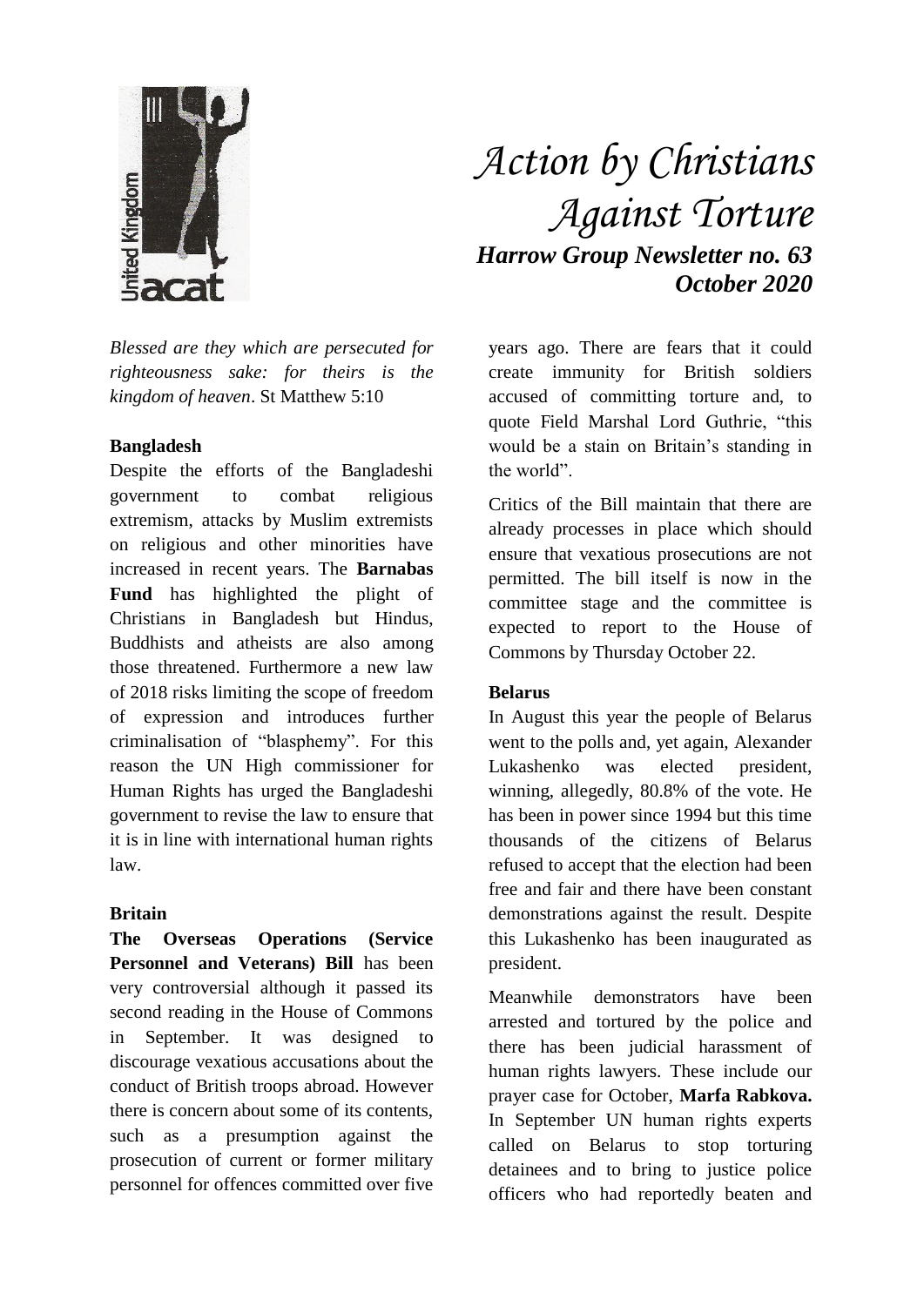# *Action by Christians Against Torture*

## *Harrow Group Newsletter no. 63*
## *October 2020*

*Blessed are they which are persecuted for righteousness sake: for theirs is the kingdom of heaven*. St Matthew 5:10

**Bangladesh**

Despite the efforts of the Bangladeshi government to combat religious extremism, attacks by Muslim extremists on religious and other minorities have increased in recent years. The **Barnabas Fund** has highlighted the plight of Christians in Bangladesh but Hindus, Buddhists and atheists are also among those threatened. Furthermore a new law of 2018 risks limiting the scope of freedom of expression and introduces further criminalisation of "blasphemy". For this reason the UN High commissioner for Human Rights has urged the Bangladeshi government to revise the law to ensure that it is in line with international human rights law.

**Britain**

**The Overseas Operations (Service Personnel and Veterans) Bill** has been very controversial although it passed its second reading in the House of Commons in September. It was designed to discourage vexatious accusations about the conduct of British troops abroad. However there is concern about some of its contents, such as a presumption against the prosecution of current or former military personnel for offences committed over five years ago. There are fears that it could create immunity for British soldiers accused of committing torture and, to quote Field Marshal Lord Guthrie, "this would be a stain on Britain's standing in the world".

Critics of the Bill maintain that there are already processes in place which should ensure that vexatious prosecutions are not permitted. The bill itself is now in the committee stage and the committee is expected to report to the House of Commons by Thursday October 22.

**Belarus**

In August this year the people of Belarus went to the polls and, yet again, Alexander Lukashenko was elected president, winning, allegedly, 80.8% of the vote. He has been in power since 1994 but this time thousands of the citizens of Belarus refused to accept that the election had been free and fair and there have been constant demonstrations against the result. Despite this Lukashenko has been inaugurated as president.

Meanwhile demonstrators have been arrested and tortured by the police and there has been judicial harassment of human rights lawyers. These include our prayer case for October, **Marfa Rabkova.** In September UN human rights experts called on Belarus to stop torturing detainees and to bring to justice police officers who had reportedly beaten and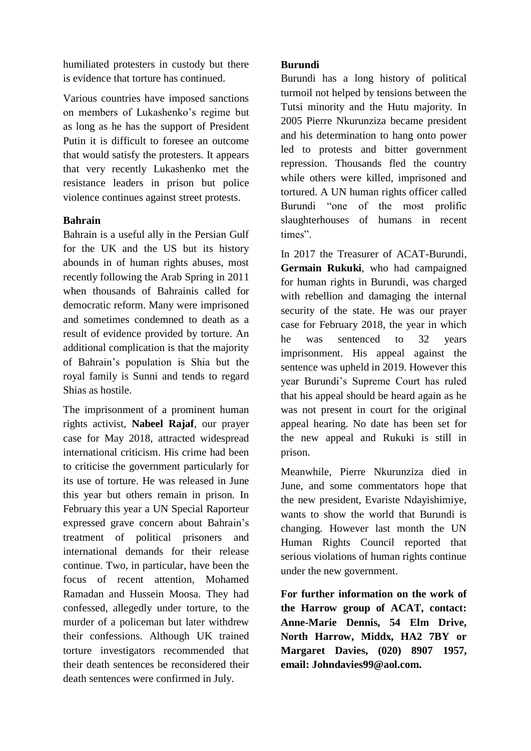humiliated protesters in custody but there is evidence that torture has continued.

Various countries have imposed sanctions on members of Lukashenko's regime but as long as he has the support of President Putin it is difficult to foresee an outcome that would satisfy the protesters. It appears that very recently Lukashenko met the resistance leaders in prison but police violence continues against street protests.

**Bahrain**

Bahrain is a useful ally in the Persian Gulf for the UK and the US but its history abounds in of human rights abuses, most recently following the Arab Spring in 2011 when thousands of Bahrainis called for democratic reform. Many were imprisoned and sometimes condemned to death as a result of evidence provided by torture. An additional complication is that the majority of Bahrain's population is Shia but the royal family is Sunni and tends to regard Shias as hostile.

The imprisonment of a prominent human rights activist, **Nabeel Rajaf**, our prayer case for May 2018, attracted widespread international criticism. His crime had been to criticise the government particularly for its use of torture. He was released in June this year but others remain in prison. In February this year a UN Special Raporteur expressed grave concern about Bahrain's treatment of political prisoners and international demands for their release continue. Two, in particular, have been the focus of recent attention, Mohamed Ramadan and Hussein Moosa. They had confessed, allegedly under torture, to the murder of a policeman but later withdrew their confessions. Although UK trained torture investigators recommended that their death sentences be reconsidered their death sentences were confirmed in July.

**Burundi**

Burundi has a long history of political turmoil not helped by tensions between the Tutsi minority and the Hutu majority. In 2005 Pierre Nkurunziza became president and his determination to hang onto power led to protests and bitter government repression. Thousands fled the country while others were killed, imprisoned and tortured. A UN human rights officer called Burundi "one of the most prolific slaughterhouses of humans in recent times".

In 2017 the Treasurer of ACAT-Burundi, **Germain Rukuki**, who had campaigned for human rights in Burundi, was charged with rebellion and damaging the internal security of the state. He was our prayer case for February 2018, the year in which he was sentenced to 32 years imprisonment. His appeal against the sentence was upheld in 2019. However this year Burundi's Supreme Court has ruled that his appeal should be heard again as he was not present in court for the original appeal hearing. No date has been set for the new appeal and Rukuki is still in prison.

Meanwhile, Pierre Nkurunziza died in June, and some commentators hope that the new president, Evariste Ndayishimiye, wants to show the world that Burundi is changing. However last month the UN Human Rights Council reported that serious violations of human rights continue under the new government.

**For further information on the work of the Harrow group of ACAT, contact: Anne-Marie Dennis, 54 Elm Drive, North Harrow, Middx, HA2 7BY or Margaret Davies, (020) 8907 1957, email: Johndavies99@aol.com.**